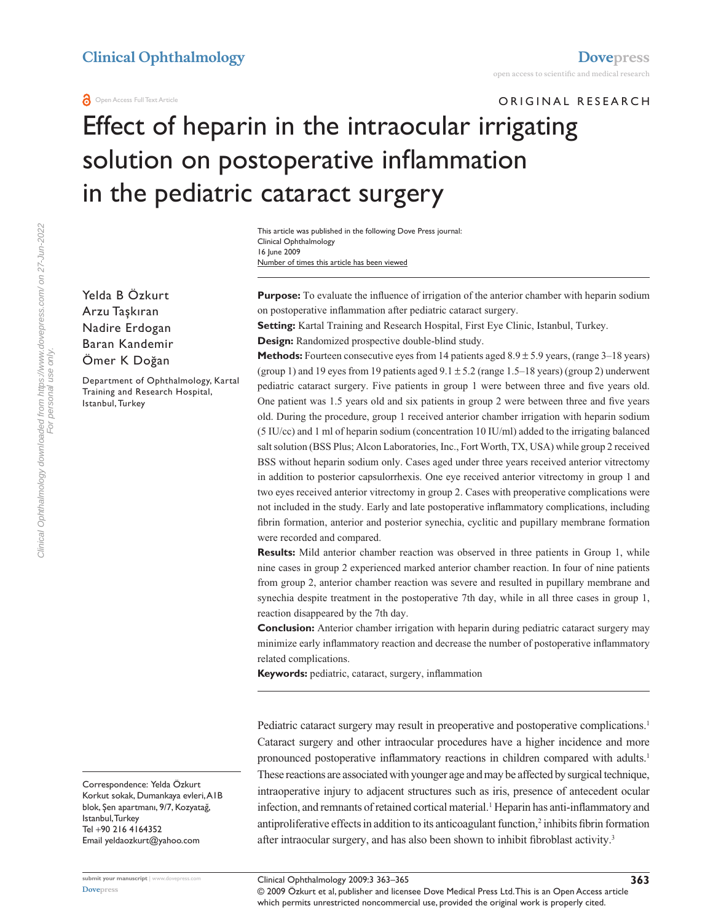ORIGINAL RESEARCH

# Effect of heparin in the intraocular irrigating solution on postoperative inflammation in the pediatric cataract surgery

Yelda B Özkurt
Arzu Taşkıran
Nadire Erdogan
Baran Kandemir
Ömer K Doğan

Department of Ophthalmology, Kartal Training and Research Hospital, Istanbul, Turkey

**Purpose:** To evaluate the influence of irrigation of the anterior chamber with heparin sodium on postoperative inflammation after pediatric cataract surgery.

**Setting:** Kartal Training and Research Hospital, First Eye Clinic, Istanbul, Turkey.

**Design:** Randomized prospective double-blind study.

**Methods:** Fourteen consecutive eyes from 14 patients aged 8.9 ± 5.9 years, (range 3–18 years) (group 1) and 19 eyes from 19 patients aged 9.1 ± 5.2 (range 1.5–18 years) (group 2) underwent pediatric cataract surgery. Five patients in group 1 were between three and five years old. One patient was 1.5 years old and six patients in group 2 were between three and five years old. During the procedure, group 1 received anterior chamber irrigation with heparin sodium (5 IU/cc) and 1 ml of heparin sodium (concentration 10 IU/ml) added to the irrigating balanced salt solution (BSS Plus; Alcon Laboratories, Inc., Fort Worth, TX, USA) while group 2 received BSS without heparin sodium only. Cases aged under three years received anterior vitrectomy in addition to posterior capsulorrhexis. One eye received anterior vitrectomy in group 1 and two eyes received anterior vitrectomy in group 2. Cases with preoperative complications were not included in the study. Early and late postoperative inflammatory complications, including fibrin formation, anterior and posterior synechia, cyclitic and pupillary membrane formation were recorded and compared.

**Results:** Mild anterior chamber reaction was observed in three patients in Group 1, while nine cases in group 2 experienced marked anterior chamber reaction. In four of nine patients from group 2, anterior chamber reaction was severe and resulted in pupillary membrane and synechia despite treatment in the postoperative 7th day, while in all three cases in group 1, reaction disappeared by the 7th day.

**Conclusion:** Anterior chamber irrigation with heparin during pediatric cataract surgery may minimize early inflammatory reaction and decrease the number of postoperative inflammatory related complications.

**Keywords:** pediatric, cataract, surgery, inflammation

Pediatric cataract surgery may result in preoperative and postoperative complications.[1] Cataract surgery and other intraocular procedures have a higher incidence and more pronounced postoperative inflammatory reactions in children compared with adults.[1] These reactions are associated with younger age and may be affected by surgical technique, intraoperative injury to adjacent structures such as iris, presence of antecedent ocular infection, and remnants of retained cortical material.[1] Heparin has anti-inflammatory and antiproliferative effects in addition to its anticoagulant function,[2] inhibits fibrin formation after intraocular surgery, and has also been shown to inhibit fibroblast activity.[3]

Correspondence: Yelda Özkurt
Korkut sokak, Dumankaya evleri, A1B blok, Şen apartmanı, 9/7, Kozyatağ, Istanbul, Turkey
Tel +90 216 4164352
Email yeldaozkurt@yahoo.com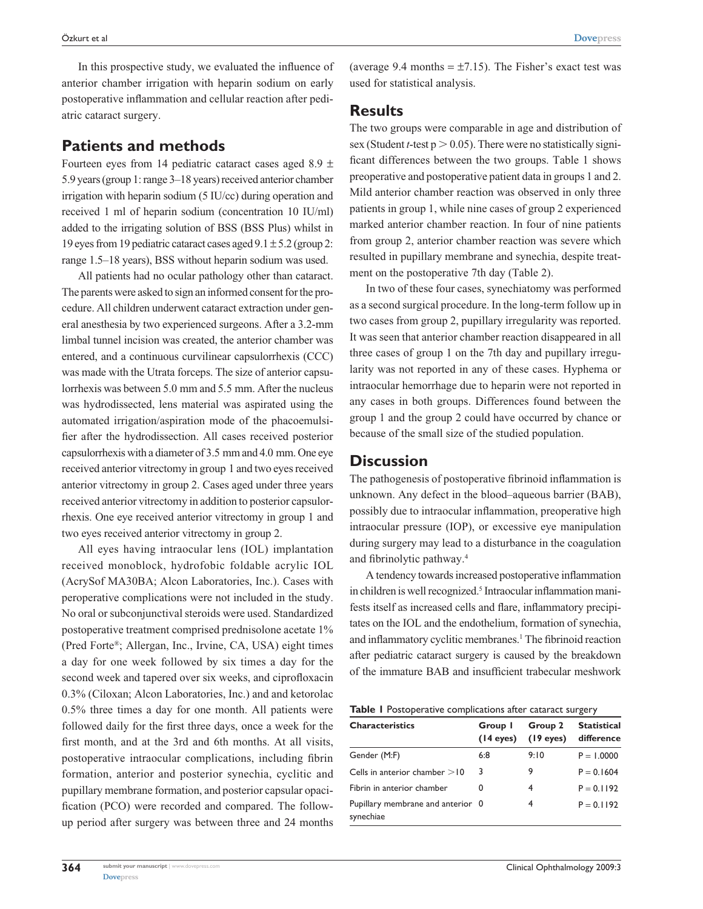In this prospective study, we evaluated the influence of anterior chamber irrigation with heparin sodium on early postoperative inflammation and cellular reaction after pediatric cataract surgery.

## Patients and methods

Fourteen eyes from 14 pediatric cataract cases aged 8.9 ± 5.9 years (group 1: range 3–18 years) received anterior chamber irrigation with heparin sodium (5 IU/cc) during operation and received 1 ml of heparin sodium (concentration 10 IU/ml) added to the irrigating solution of BSS (BSS Plus) whilst in 19 eyes from 19 pediatric cataract cases aged 9.1 ± 5.2 (group 2: range 1.5–18 years), BSS without heparin sodium was used.

All patients had no ocular pathology other than cataract. The parents were asked to sign an informed consent for the procedure. All children underwent cataract extraction under general anesthesia by two experienced surgeons. After a 3.2-mm limbal tunnel incision was created, the anterior chamber was entered, and a continuous curvilinear capsulorrhexis (CCC) was made with the Utrata forceps. The size of anterior capsulorrhexis was between 5.0 mm and 5.5 mm. After the nucleus was hydrodissected, lens material was aspirated using the automated irrigation/aspiration mode of the phacoemulsifier after the hydrodissection. All cases received posterior capsulorrhexis with a diameter of 3.5 mm and 4.0 mm. One eye received anterior vitrectomy in group 1 and two eyes received anterior vitrectomy in group 2. Cases aged under three years received anterior vitrectomy in addition to posterior capsulorrhexis. One eye received anterior vitrectomy in group 1 and two eyes received anterior vitrectomy in group 2.

All eyes having intraocular lens (IOL) implantation received monoblock, hydrofobic foldable acrylic IOL (AcrySof MA30BA; Alcon Laboratories, Inc.). Cases with peroperative complications were not included in the study. No oral or subconjunctival steroids were used. Standardized postoperative treatment comprised prednisolone acetate 1% (Pred Forte®; Allergan, Inc., Irvine, CA, USA) eight times a day for one week followed by six times a day for the second week and tapered over six weeks, and ciprofloxacin 0.3% (Ciloxan; Alcon Laboratories, Inc.) and and ketorolac 0.5% three times a day for one month. All patients were followed daily for the first three days, once a week for the first month, and at the 3rd and 6th months. At all visits, postoperative intraocular complications, including fibrin formation, anterior and posterior synechia, cyclitic and pupillary membrane formation, and posterior capsular opacification (PCO) were recorded and compared. The follow-up period after surgery was between three and 24 months (average 9.4 months = ±7.15). The Fisher's exact test was used for statistical analysis.

## Results

The two groups were comparable in age and distribution of sex (Student *t*-test $p > 0.05$). There were no statistically significant differences between the two groups. Table 1 shows preoperative and postoperative patient data in groups 1 and 2. Mild anterior chamber reaction was observed in only three patients in group 1, while nine cases of group 2 experienced marked anterior chamber reaction. In four of nine patients from group 2, anterior chamber reaction was severe which resulted in pupillary membrane and synechia, despite treatment on the postoperative 7th day (Table 2).

In two of these four cases, synechiatomy was performed as a second surgical procedure. In the long-term follow up in two cases from group 2, pupillary irregularity was reported. It was seen that anterior chamber reaction disappeared in all three cases of group 1 on the 7th day and pupillary irregularity was not reported in any of these cases. Hyphema or intraocular hemorrhage due to heparin were not reported in any cases in both groups. Differences found between the group 1 and the group 2 could have occurred by chance or because of the small size of the studied population.

## Discussion

The pathogenesis of postoperative fibrinoid inflammation is unknown. Any defect in the blood–aqueous barrier (BAB), possibly due to intraocular inflammation, preoperative high intraocular pressure (IOP), or excessive eye manipulation during surgery may lead to a disturbance in the coagulation and fibrinolytic pathway.[4]

A tendency towards increased postoperative inflammation in children is well recognized.[5] Intraocular inflammation manifests itself as increased cells and flare, inflammatory precipitates on the IOL and the endothelium, formation of synechia, and inflammatory cyclitic membranes.[1] The fibrinoid reaction after pediatric cataract surgery is caused by the breakdown of the immature BAB and insufficient trabecular meshwork

**Table 1** Postoperative complications after cataract surgery

| Characteristics | Group 1 (14 eyes) | Group 2 (19 eyes) | Statistical difference |
|---|---|---|---|
| Gender (M:F) | 6:8 | 9:10 | P = 1.0000 |
| Cells in anterior chamber >10 | 3 | 9 | P = 0.1604 |
| Fibrin in anterior chamber | 0 | 4 | P = 0.1192 |
| Pupillary membrane and anterior synechiae | 0 | 4 | P = 0.1192 |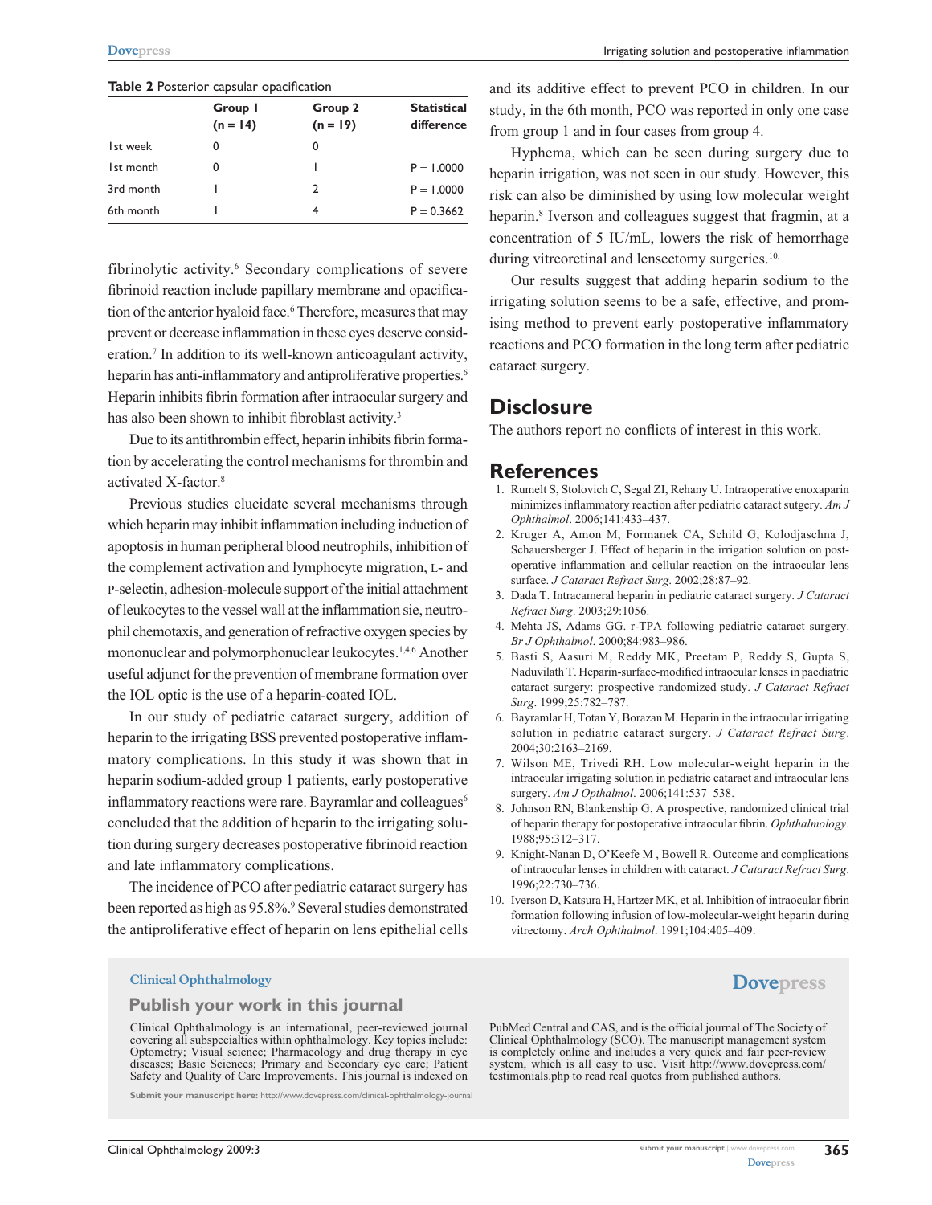**Table 2** Posterior capsular opacification

| | Group 1 (n = 14) | Group 2 (n = 19) | Statistical difference |
|---|---|---|---|
| 1st week | 0 | 0 | |
| 1st month | 0 | 1 | P = 1.0000 |
| 3rd month | 1 | 2 | P = 1.0000 |
| 6th month | 1 | 4 | P = 0.3662 |

fibrinolytic activity.[6] Secondary complications of severe fibrinoid reaction include papillary membrane and opacification of the anterior hyaloid face.[6] Therefore, measures that may prevent or decrease inflammation in these eyes deserve consideration.[7] In addition to its well-known anticoagulant activity, heparin has anti-inflammatory and antiproliferative properties.[6] Heparin inhibits fibrin formation after intraocular surgery and has also been shown to inhibit fibroblast activity.[3]

Due to its antithrombin effect, heparin inhibits fibrin formation by accelerating the control mechanisms for thrombin and activated X-factor.[8]

Previous studies elucidate several mechanisms through which heparin may inhibit inflammation including induction of apoptosis in human peripheral blood neutrophils, inhibition of the complement activation and lymphocyte migration, L- and P-selectin, adhesion-molecule support of the initial attachment of leukocytes to the vessel wall at the inflammation sie, neutrophil chemotaxis, and generation of refractive oxygen species by mononuclear and polymorphonuclear leukocytes.[1,4,6] Another useful adjunct for the prevention of membrane formation over the IOL optic is the use of a heparin-coated IOL.

In our study of pediatric cataract surgery, addition of heparin to the irrigating BSS prevented postoperative inflammatory complications. In this study it was shown that in heparin sodium-added group 1 patients, early postoperative inflammatory reactions were rare. Bayramlar and colleagues[6] concluded that the addition of heparin to the irrigating solution during surgery decreases postoperative fibrinoid reaction and late inflammatory complications.

The incidence of PCO after pediatric cataract surgery has been reported as high as 95.8%.[9] Several studies demonstrated the antiproliferative effect of heparin on lens epithelial cells and its additive effect to prevent PCO in children. In our study, in the 6th month, PCO was reported in only one case from group 1 and in four cases from group 4.

Hyphema, which can be seen during surgery due to heparin irrigation, was not seen in our study. However, this risk can also be diminished by using low molecular weight heparin.[8] Iverson and colleagues suggest that fragmin, at a concentration of 5 IU/mL, lowers the risk of hemorrhage during vitreoretinal and lensectomy surgeries.[10]

Our results suggest that adding heparin sodium to the irrigating solution seems to be a safe, effective, and promising method to prevent early postoperative inflammatory reactions and PCO formation in the long term after pediatric cataract surgery.

## Disclosure

The authors report no conflicts of interest in this work.

## References

1. Rumelt S, Stolovich C, Segal ZI, Rehany U. Intraoperative enoxaparin minimizes inflammatory reaction after pediatric cataract sutgery. *Am J Ophthalmol*. 2006;141:433–437.
2. Kruger A, Amon M, Formanek CA, Schild G, Kolodjaschna J, Schauersberger J. Effect of heparin in the irrigation solution on postoperative inflammation and cellular reaction on the intraocular lens surface. *J Cataract Refract Surg*. 2002;28:87–92.
3. Dada T. Intracameral heparin in pediatric cataract surgery. *J Cataract Refract Surg*. 2003;29:1056.
4. Mehta JS, Adams GG. r-TPA following pediatric cataract surgery. *Br J Ophthalmol*. 2000;84:983–986.
5. Basti S, Aasuri M, Reddy MK, Preetam P, Reddy S, Gupta S, Naduvilath T. Heparin-surface-modified intraocular lenses in paediatric cataract surgery: prospective randomized study. *J Cataract Refract Surg*. 1999;25:782–787.
6. Bayramlar H, Totan Y, Borazan M. Heparin in the intraocular irrigating solution in pediatric cataract surgery. *J Cataract Refract Surg*. 2004;30:2163–2169.
7. Wilson ME, Trivedi RH. Low molecular-weight heparin in the intraocular irrigating solution in pediatric cataract and intraocular lens surgery. *Am J Opthalmol*. 2006;141:537–538.
8. Johnson RN, Blankenship G. A prospective, randomized clinical trial of heparin therapy for postoperative intraocular fibrin. *Ophthalmology*. 1988;95:312–317.
9. Knight-Nanan D, O'Keefe M , Bowell R. Outcome and complications of intraocular lenses in children with cataract. *J Cataract Refract Surg*. 1996;22:730–736.
10. Iverson D, Katsura H, Hartzer MK, et al. Inhibition of intraocular fibrin formation following infusion of low-molecular-weight heparin during vitrectomy. *Arch Ophthalmol*. 1991;104:405–409.